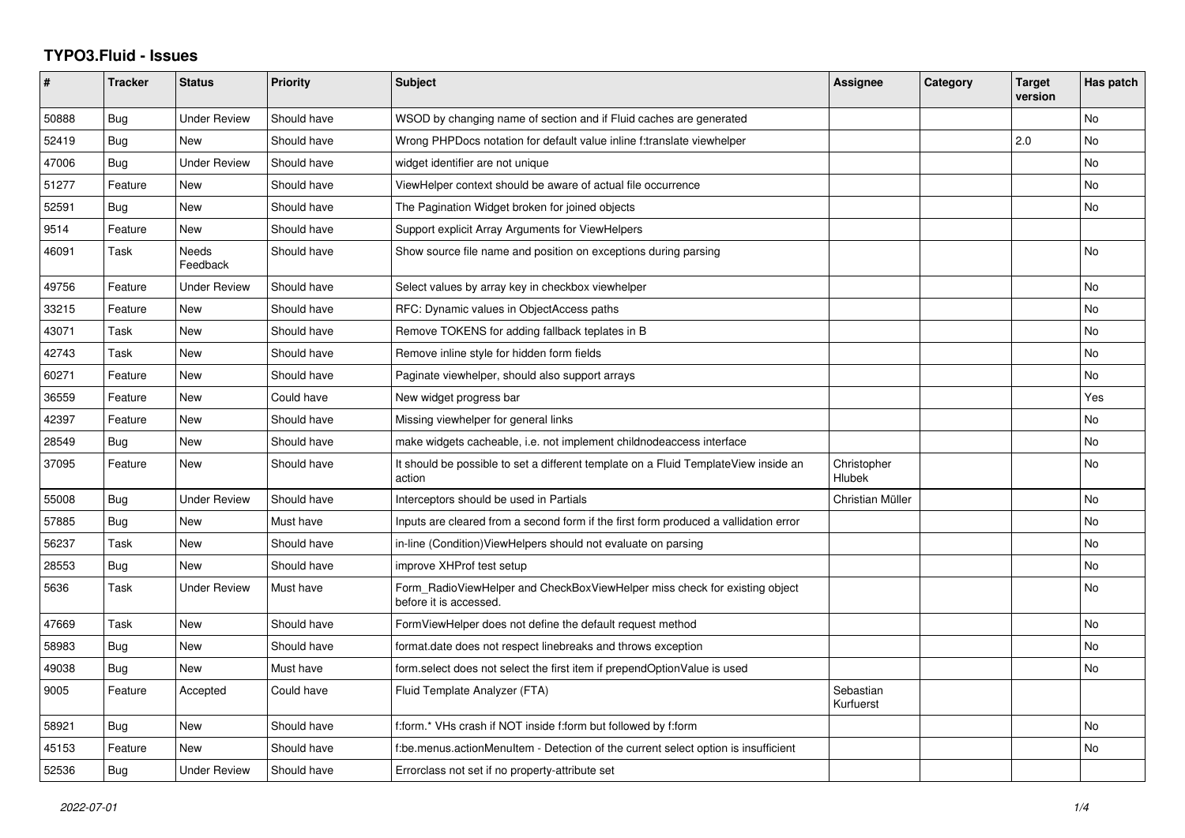# TYPO3.Fluid - Issues

| # | Tracker | Status | Priority | Subject | Assignee | Category | Target version | Has patch |
|---|---|---|---|---|---|---|---|---|
| 50888 | Bug | Under Review | Should have | WSOD by changing name of section and if Fluid caches are generated | | | | No |
| 52419 | Bug | New | Should have | Wrong PHPDocs notation for default value inline f:translate viewhelper | | | 2.0 | No |
| 47006 | Bug | Under Review | Should have | widget identifier are not unique | | | | No |
| 51277 | Feature | New | Should have | ViewHelper context should be aware of actual file occurrence | | | | No |
| 52591 | Bug | New | Should have | The Pagination Widget broken for joined objects | | | | No |
| 9514 | Feature | New | Should have | Support explicit Array Arguments for ViewHelpers | | | | |
| 46091 | Task | Needs Feedback | Should have | Show source file name and position on exceptions during parsing | | | | No |
| 49756 | Feature | Under Review | Should have | Select values by array key in checkbox viewhelper | | | | No |
| 33215 | Feature | New | Should have | RFC: Dynamic values in ObjectAccess paths | | | | No |
| 43071 | Task | New | Should have | Remove TOKENS for adding fallback teplates in B | | | | No |
| 42743 | Task | New | Should have | Remove inline style for hidden form fields | | | | No |
| 60271 | Feature | New | Should have | Paginate viewhelper, should also support arrays | | | | No |
| 36559 | Feature | New | Could have | New widget progress bar | | | | Yes |
| 42397 | Feature | New | Should have | Missing viewhelper for general links | | | | No |
| 28549 | Bug | New | Should have | make widgets cacheable, i.e. not implement childnodeaccess interface | | | | No |
| 37095 | Feature | New | Should have | It should be possible to set a different template on a Fluid TemplateView inside an action | Christopher Hlubek | | | No |
| 55008 | Bug | Under Review | Should have | Interceptors should be used in Partials | Christian Müller | | | No |
| 57885 | Bug | New | Must have | Inputs are cleared from a second form if the first form produced a vallidation error | | | | No |
| 56237 | Task | New | Should have | in-line (Condition)ViewHelpers should not evaluate on parsing | | | | No |
| 28553 | Bug | New | Should have | improve XHProf test setup | | | | No |
| 5636 | Task | Under Review | Must have | Form_RadioViewHelper and CheckBoxViewHelper miss check for existing object before it is accessed. | | | | No |
| 47669 | Task | New | Should have | FormViewHelper does not define the default request method | | | | No |
| 58983 | Bug | New | Should have | format.date does not respect linebreaks and throws exception | | | | No |
| 49038 | Bug | New | Must have | form.select does not select the first item if prependOptionValue is used | | | | No |
| 9005 | Feature | Accepted | Could have | Fluid Template Analyzer (FTA) | Sebastian Kurfuerst | | | |
| 58921 | Bug | New | Should have | f:form.* VHs crash if NOT inside f:form but followed by f:form | | | | No |
| 45153 | Feature | New | Should have | f:be.menus.actionMenuItem - Detection of the current select option is insufficient | | | | No |
| 52536 | Bug | Under Review | Should have | Errorclass not set if no property-attribute set | | | | |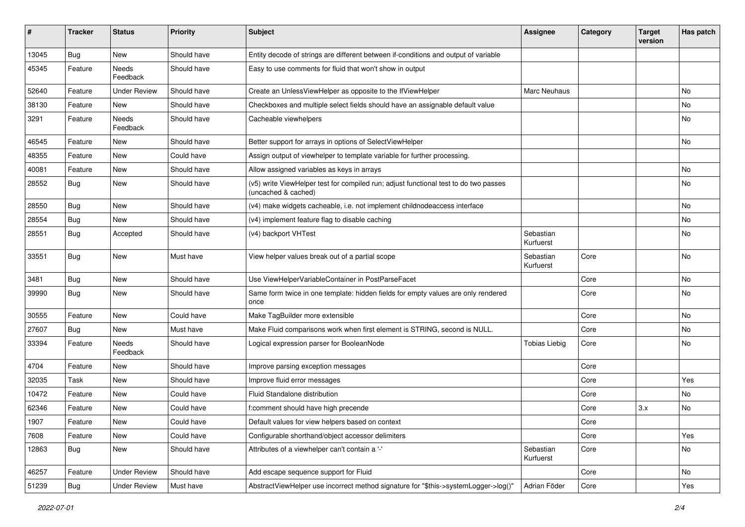| # | Tracker | Status | Priority | Subject | Assignee | Category | Target version | Has patch |
|---|---|---|---|---|---|---|---|---|
| 13045 | Bug | New | Should have | Entity decode of strings are different between if-conditions and output of variable | | | | |
| 45345 | Feature | Needs Feedback | Should have | Easy to use comments for fluid that won't show in output | | | | |
| 52640 | Feature | Under Review | Should have | Create an UnlessViewHelper as opposite to the IfViewHelper | Marc Neuhaus | | | No |
| 38130 | Feature | New | Should have | Checkboxes and multiple select fields should have an assignable default value | | | | No |
| 3291 | Feature | Needs Feedback | Should have | Cacheable viewhelpers | | | | No |
| 46545 | Feature | New | Should have | Better support for arrays in options of SelectViewHelper | | | | No |
| 48355 | Feature | New | Could have | Assign output of viewhelper to template variable for further processing. | | | | |
| 40081 | Feature | New | Should have | Allow assigned variables as keys in arrays | | | | No |
| 28552 | Bug | New | Should have | (v5) write ViewHelper test for compiled run; adjust functional test to do two passes (uncached & cached) | | | | No |
| 28550 | Bug | New | Should have | (v4) make widgets cacheable, i.e. not implement childnodeaccess interface | | | | No |
| 28554 | Bug | New | Should have | (v4) implement feature flag to disable caching | | | | No |
| 28551 | Bug | Accepted | Should have | (v4) backport VHTest | Sebastian Kurfuerst | | | No |
| 33551 | Bug | New | Must have | View helper values break out of a partial scope | Sebastian Kurfuerst | Core | | No |
| 3481 | Bug | New | Should have | Use ViewHelperVariableContainer in PostParseFacet | | Core | | No |
| 39990 | Bug | New | Should have | Same form twice in one template: hidden fields for empty values are only rendered once | | Core | | No |
| 30555 | Feature | New | Could have | Make TagBuilder more extensible | | Core | | No |
| 27607 | Bug | New | Must have | Make Fluid comparisons work when first element is STRING, second is NULL. | | Core | | No |
| 33394 | Feature | Needs Feedback | Should have | Logical expression parser for BooleanNode | Tobias Liebig | Core | | No |
| 4704 | Feature | New | Should have | Improve parsing exception messages | | Core | | |
| 32035 | Task | New | Should have | Improve fluid error messages | | Core | | Yes |
| 10472 | Feature | New | Could have | Fluid Standalone distribution | | Core | | No |
| 62346 | Feature | New | Could have | f:comment should have high precende | | Core | 3.x | No |
| 1907 | Feature | New | Could have | Default values for view helpers based on context | | Core | | |
| 7608 | Feature | New | Could have | Configurable shorthand/object accessor delimiters | | Core | | Yes |
| 12863 | Bug | New | Should have | Attributes of a viewhelper can't contain a '-' | Sebastian Kurfuerst | Core | | No |
| 46257 | Feature | Under Review | Should have | Add escape sequence support for Fluid | | Core | | No |
| 51239 | Bug | Under Review | Must have | AbstractViewHelper use incorrect method signature for "$this->systemLogger->log()" | Adrian Föder | Core | | Yes |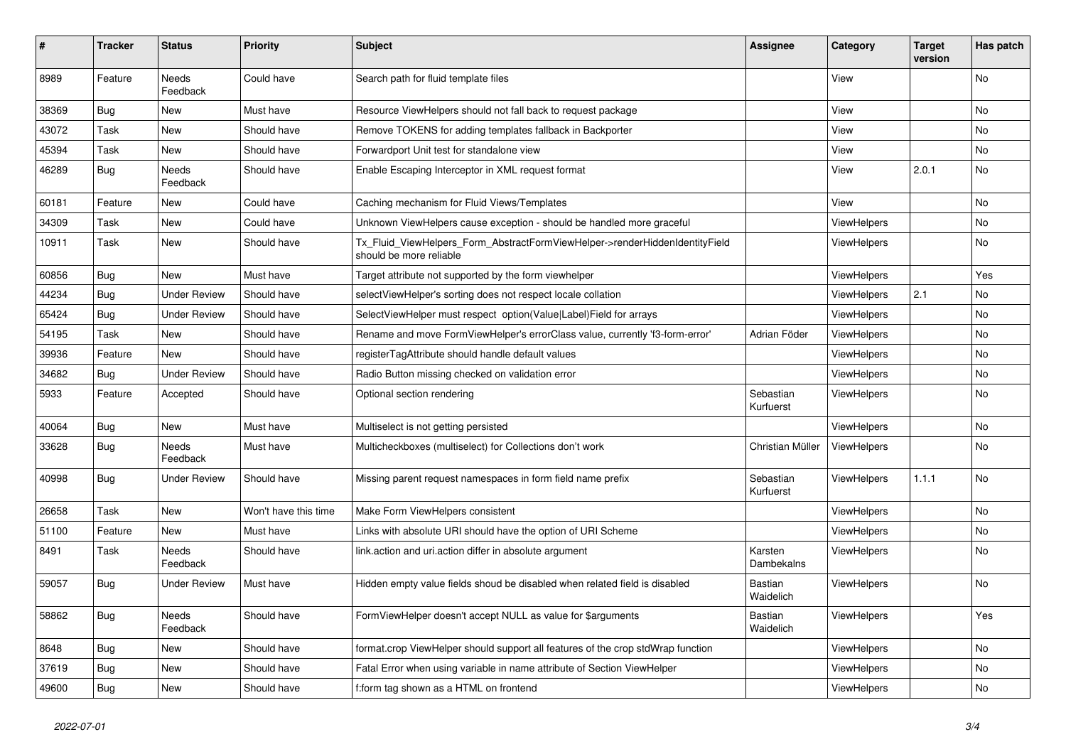| # | Tracker | Status | Priority | Subject | Assignee | Category | Target version | Has patch |
|---|---|---|---|---|---|---|---|---|
| 8989 | Feature | Needs Feedback | Could have | Search path for fluid template files | | View | | No |
| 38369 | Bug | New | Must have | Resource ViewHelpers should not fall back to request package | | View | | No |
| 43072 | Task | New | Should have | Remove TOKENS for adding templates fallback in Backporter | | View | | No |
| 45394 | Task | New | Should have | Forwardport Unit test for standalone view | | View | | No |
| 46289 | Bug | Needs Feedback | Should have | Enable Escaping Interceptor in XML request format | | View | 2.0.1 | No |
| 60181 | Feature | New | Could have | Caching mechanism for Fluid Views/Templates | | View | | No |
| 34309 | Task | New | Could have | Unknown ViewHelpers cause exception - should be handled more graceful | | ViewHelpers | | No |
| 10911 | Task | New | Should have | Tx_Fluid_ViewHelpers_Form_AbstractFormViewHelper->renderHiddenIdentityField should be more reliable | | ViewHelpers | | No |
| 60856 | Bug | New | Must have | Target attribute not supported by the form viewhelper | | ViewHelpers | | Yes |
| 44234 | Bug | Under Review | Should have | selectViewHelper's sorting does not respect locale collation | | ViewHelpers | 2.1 | No |
| 65424 | Bug | Under Review | Should have | SelectViewHelper must respect option(Value\|Label)Field for arrays | | ViewHelpers | | No |
| 54195 | Task | New | Should have | Rename and move FormViewHelper's errorClass value, currently 'f3-form-error' | Adrian Föder | ViewHelpers | | No |
| 39936 | Feature | New | Should have | registerTagAttribute should handle default values | | ViewHelpers | | No |
| 34682 | Bug | Under Review | Should have | Radio Button missing checked on validation error | | ViewHelpers | | No |
| 5933 | Feature | Accepted | Should have | Optional section rendering | Sebastian Kurfuerst | ViewHelpers | | No |
| 40064 | Bug | New | Must have | Multiselect is not getting persisted | | ViewHelpers | | No |
| 33628 | Bug | Needs Feedback | Must have | Multicheckboxes (multiselect) for Collections don't work | Christian Müller | ViewHelpers | | No |
| 40998 | Bug | Under Review | Should have | Missing parent request namespaces in form field name prefix | Sebastian Kurfuerst | ViewHelpers | 1.1.1 | No |
| 26658 | Task | New | Won't have this time | Make Form ViewHelpers consistent | | ViewHelpers | | No |
| 51100 | Feature | New | Must have | Links with absolute URI should have the option of URI Scheme | | ViewHelpers | | No |
| 8491 | Task | Needs Feedback | Should have | link.action and uri.action differ in absolute argument | Karsten Dambekalns | ViewHelpers | | No |
| 59057 | Bug | Under Review | Must have | Hidden empty value fields shoud be disabled when related field is disabled | Bastian Waidelich | ViewHelpers | | No |
| 58862 | Bug | Needs Feedback | Should have | FormViewHelper doesn't accept NULL as value for $arguments | Bastian Waidelich | ViewHelpers | | Yes |
| 8648 | Bug | New | Should have | format.crop ViewHelper should support all features of the crop stdWrap function | | ViewHelpers | | No |
| 37619 | Bug | New | Should have | Fatal Error when using variable in name attribute of Section ViewHelper | | ViewHelpers | | No |
| 49600 | Bug | New | Should have | f:form tag shown as a HTML on frontend | | ViewHelpers | | No |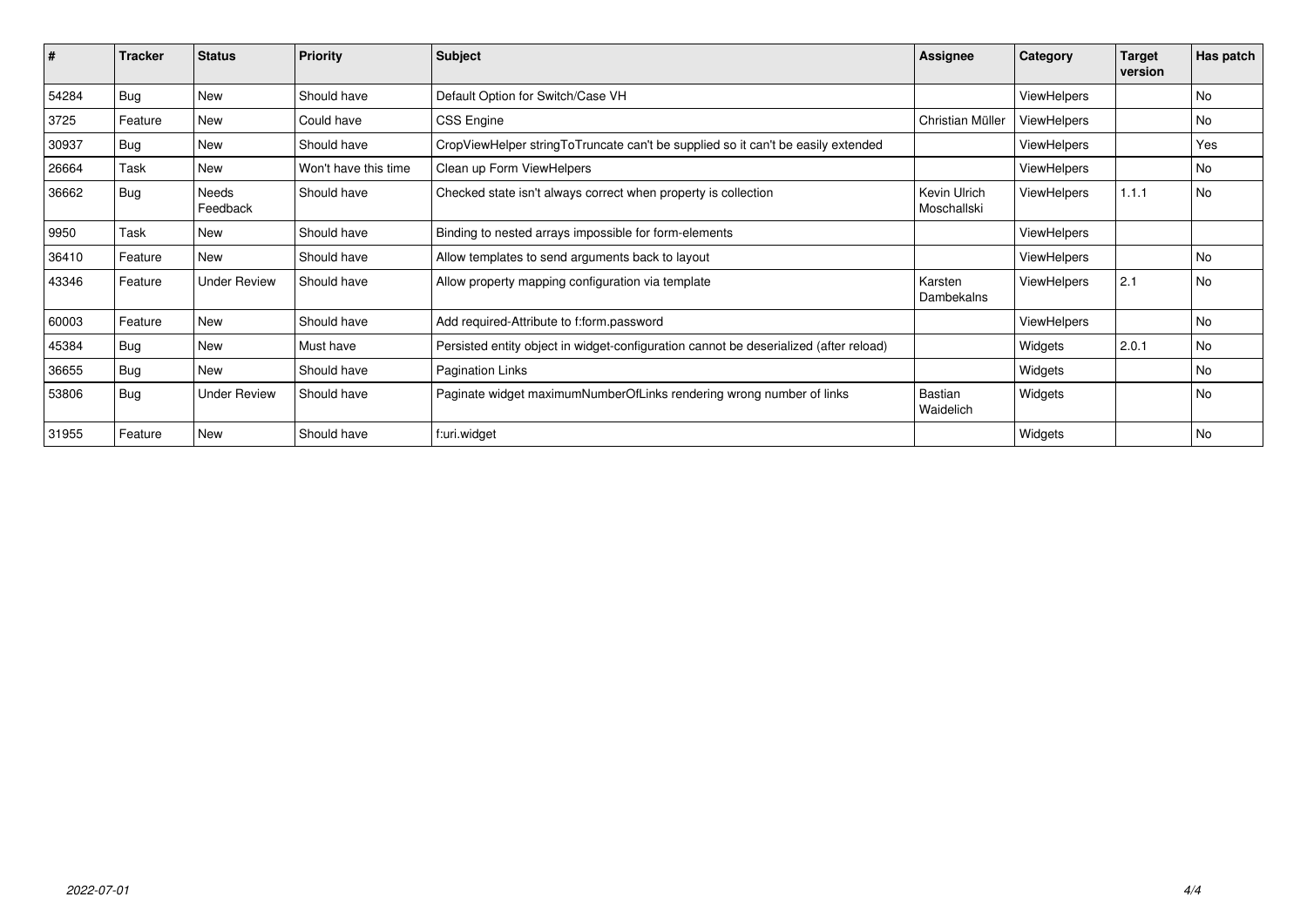| # | Tracker | Status | Priority | Subject | Assignee | Category | Target version | Has patch |
|---|---|---|---|---|---|---|---|---|
| 54284 | Bug | New | Should have | Default Option for Switch/Case VH | | ViewHelpers | | No |
| 3725 | Feature | New | Could have | CSS Engine | Christian Müller | ViewHelpers | | No |
| 30937 | Bug | New | Should have | CropViewHelper stringToTruncate can't be supplied so it can't be easily extended | | ViewHelpers | | Yes |
| 26664 | Task | New | Won't have this time | Clean up Form ViewHelpers | | ViewHelpers | | No |
| 36662 | Bug | Needs Feedback | Should have | Checked state isn't always correct when property is collection | Kevin Ulrich Moschallski | ViewHelpers | 1.1.1 | No |
| 9950 | Task | New | Should have | Binding to nested arrays impossible for form-elements | | ViewHelpers | | |
| 36410 | Feature | New | Should have | Allow templates to send arguments back to layout | | ViewHelpers | | No |
| 43346 | Feature | Under Review | Should have | Allow property mapping configuration via template | Karsten Dambekalns | ViewHelpers | 2.1 | No |
| 60003 | Feature | New | Should have | Add required-Attribute to f:form.password | | ViewHelpers | | No |
| 45384 | Bug | New | Must have | Persisted entity object in widget-configuration cannot be deserialized (after reload) | | Widgets | 2.0.1 | No |
| 36655 | Bug | New | Should have | Pagination Links | | Widgets | | No |
| 53806 | Bug | Under Review | Should have | Paginate widget maximumNumberOfLinks rendering wrong number of links | Bastian Waidelich | Widgets | | No |
| 31955 | Feature | New | Should have | f:uri.widget | | Widgets | | No |

2022-07-01